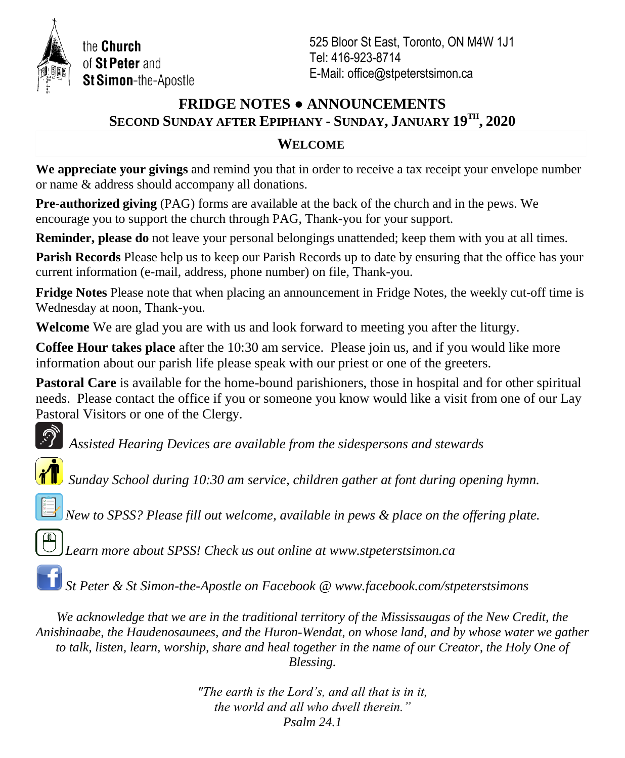the **Church** of **St Peter** and **St Simon**-the-Apostle

525 Bloor St East, Toronto, ON M4W 1J1
Tel: 416-923-8714
E-Mail: office@stpeterstsimon.ca

# FRIDGE NOTES ● ANNOUNCEMENTS

## SECOND SUNDAY AFTER EPIPHANY - SUNDAY, JANUARY 19TH, 2020

### WELCOME

**We appreciate your givings** and remind you that in order to receive a tax receipt your envelope number or name & address should accompany all donations.

**Pre-authorized giving** (PAG) forms are available at the back of the church and in the pews. We encourage you to support the church through PAG, Thank-you for your support.

**Reminder, please do** not leave your personal belongings unattended; keep them with you at all times.

**Parish Records** Please help us to keep our Parish Records up to date by ensuring that the office has your current information (e-mail, address, phone number) on file, Thank-you.

**Fridge Notes** Please note that when placing an announcement in Fridge Notes, the weekly cut-off time is Wednesday at noon, Thank-you.

**Welcome** We are glad you are with us and look forward to meeting you after the liturgy.

**Coffee Hour takes place** after the 10:30 am service. Please join us, and if you would like more information about our parish life please speak with our priest or one of the greeters.

**Pastoral Care** is available for the home-bound parishioners, those in hospital and for other spiritual needs. Please contact the office if you or someone you know would like a visit from one of our Lay Pastoral Visitors or one of the Clergy.

*Assisted Hearing Devices are available from the sidespersons and stewards*

*Sunday School during 10:30 am service, children gather at font during opening hymn.*

*New to SPSS? Please fill out welcome, available in pews & place on the offering plate.*

*Learn more about SPSS! Check us out online at www.stpeterstsimon.ca*

*St Peter & St Simon-the-Apostle on Facebook @ www.facebook.com/stpeterstsimons*

*We acknowledge that we are in the traditional territory of the Mississaugas of the New Credit, the Anishinaabe, the Haudenosaunees, and the Huron-Wendat, on whose land, and by whose water we gather to talk, listen, learn, worship, share and heal together in the name of our Creator, the Holy One of Blessing.*

*"The earth is the Lord's, and all that is in it,*
*the world and all who dwell therein."*
*Psalm 24.1*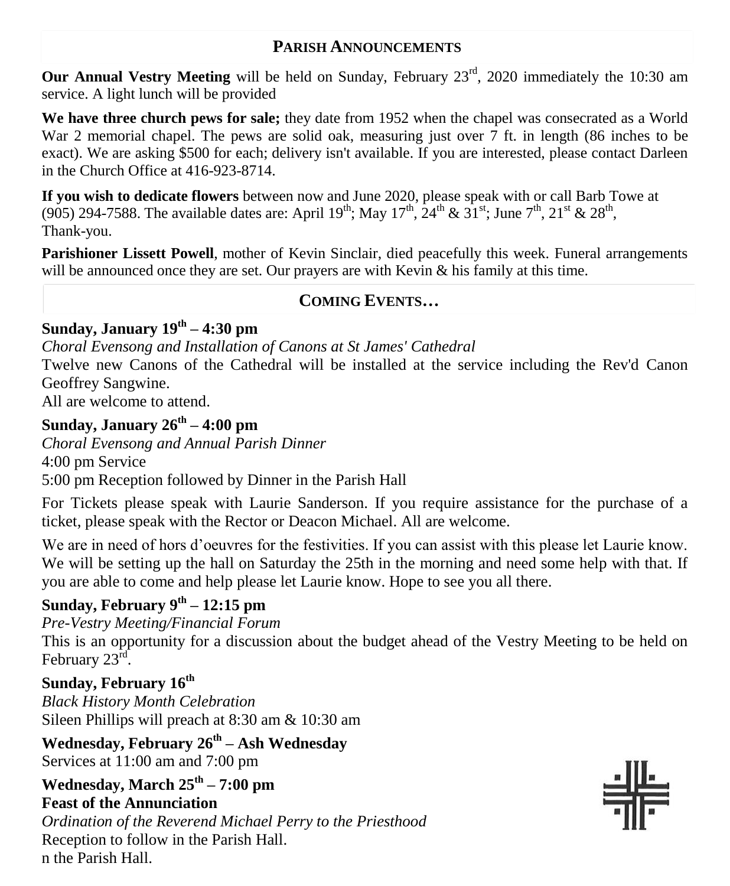## Parish Announcements

**Our Annual Vestry Meeting** will be held on Sunday, February 23rd, 2020 immediately the 10:30 am service. A light lunch will be provided

**We have three church pews for sale;** they date from 1952 when the chapel was consecrated as a World War 2 memorial chapel. The pews are solid oak, measuring just over 7 ft. in length (86 inches to be exact). We are asking $500 for each; delivery isn't available. If you are interested, please contact Darleen in the Church Office at 416-923-8714.

**If you wish to dedicate flowers** between now and June 2020, please speak with or call Barb Towe at (905) 294-7588. The available dates are: April 19th; May 17th, 24th & 31st; June 7th, 21st & 28th, Thank-you.

**Parishioner Lissett Powell**, mother of Kevin Sinclair, died peacefully this week. Funeral arrangements will be announced once they are set. Our prayers are with Kevin & his family at this time.

## Coming Events…

### Sunday, January 19th – 4:30 pm

*Choral Evensong and Installation of Canons at St James' Cathedral*

Twelve new Canons of the Cathedral will be installed at the service including the Rev'd Canon Geoffrey Sangwine.

All are welcome to attend.

### Sunday, January 26th – 4:00 pm

*Choral Evensong and Annual Parish Dinner*

4:00 pm Service

5:00 pm Reception followed by Dinner in the Parish Hall

For Tickets please speak with Laurie Sanderson. If you require assistance for the purchase of a ticket, please speak with the Rector or Deacon Michael. All are welcome.

We are in need of hors d'oeuvres for the festivities. If you can assist with this please let Laurie know. We will be setting up the hall on Saturday the 25th in the morning and need some help with that. If you are able to come and help please let Laurie know. Hope to see you all there.

### Sunday, February 9th – 12:15 pm

*Pre-Vestry Meeting/Financial Forum*

This is an opportunity for a discussion about the budget ahead of the Vestry Meeting to be held on February 23rd.

### Sunday, February 16th

*Black History Month Celebration*

Sileen Phillips will preach at 8:30 am & 10:30 am

### Wednesday, February 26th – Ash Wednesday

Services at 11:00 am and 7:00 pm

### Wednesday, March 25th – 7:00 pm

**Feast of the Annunciation**

*Ordination of the Reverend Michael Perry to the Priesthood*

Reception to follow in the Parish Hall.

n the Parish Hall.